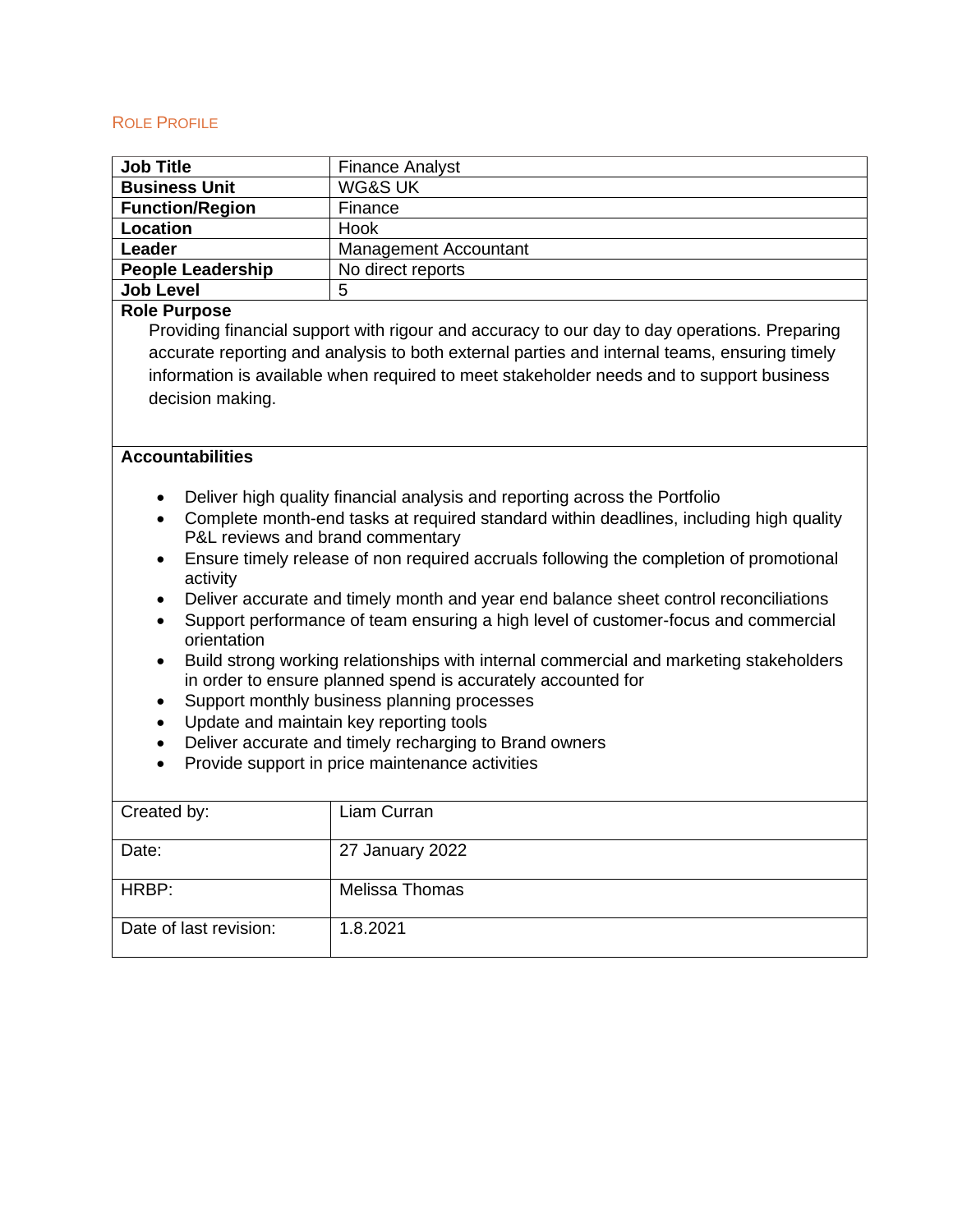## ROLE PROFILE

| **Job Title** | Finance Analyst |
|---|---|
| **Business Unit** | WG&S UK |
| **Function/Region** | Finance |
| **Location** | Hook |
| **Leader** | Management Accountant |
| **People Leadership** | No direct reports |
| **Job Level** | 5 |

**Role Purpose**

Providing financial support with rigour and accuracy to our day to day operations. Preparing accurate reporting and analysis to both external parties and internal teams, ensuring timely information is available when required to meet stakeholder needs and to support business decision making.

**Accountabilities**

- Deliver high quality financial analysis and reporting across the Portfolio
- Complete month-end tasks at required standard within deadlines, including high quality P&L reviews and brand commentary
- Ensure timely release of non required accruals following the completion of promotional activity
- Deliver accurate and timely month and year end balance sheet control reconciliations
- Support performance of team ensuring a high level of customer-focus and commercial orientation
- Build strong working relationships with internal commercial and marketing stakeholders in order to ensure planned spend is accurately accounted for
- Support monthly business planning processes
- Update and maintain key reporting tools
- Deliver accurate and timely recharging to Brand owners
- Provide support in price maintenance activities

| Created by: | Liam Curran |
|---|---|
| Date: | 27 January 2022 |
| HRBP: | Melissa Thomas |
| Date of last revision: | 1.8.2021 |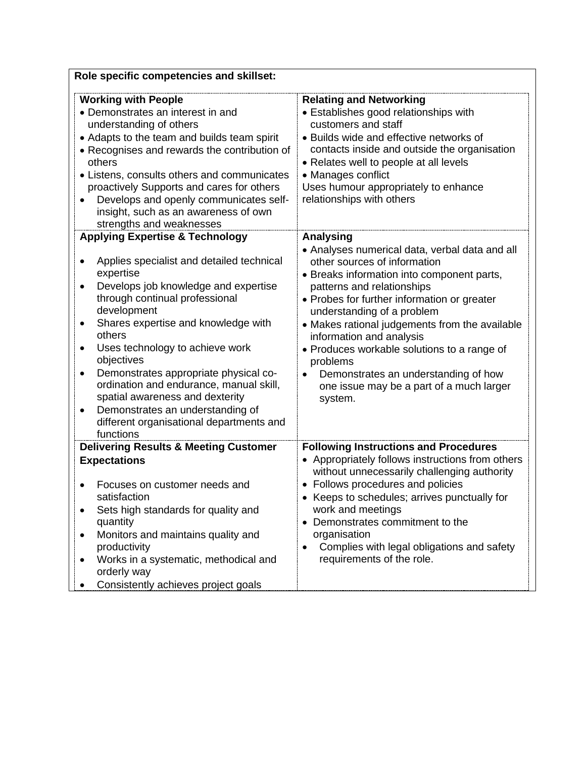**Role specific competencies and skillset:**

| **Working with People** | **Relating and Networking** |
|---|---|
| • Demonstrates an interest in and understanding of others<br>• Adapts to the team and builds team spirit<br>• Recognises and rewards the contribution of others<br>• Listens, consults others and communicates proactively Supports and cares for others<br>• Develops and openly communicates self-insight, such as an awareness of own strengths and weaknesses | • Establishes good relationships with customers and staff<br>• Builds wide and effective networks of contacts inside and outside the organisation<br>• Relates well to people at all levels<br>• Manages conflict<br>Uses humour appropriately to enhance relationships with others |
| **Applying Expertise & Technology** | **Analysing** |
| • Applies specialist and detailed technical expertise<br>• Develops job knowledge and expertise through continual professional development<br>• Shares expertise and knowledge with others<br>• Uses technology to achieve work objectives<br>• Demonstrates appropriate physical co-ordination and endurance, manual skill, spatial awareness and dexterity<br>• Demonstrates an understanding of different organisational departments and functions | • Analyses numerical data, verbal data and all other sources of information<br>• Breaks information into component parts, patterns and relationships<br>• Probes for further information or greater understanding of a problem<br>• Makes rational judgements from the available information and analysis<br>• Produces workable solutions to a range of problems<br>• Demonstrates an understanding of how one issue may be a part of a much larger system. |
| **Delivering Results & Meeting Customer Expectations** | **Following Instructions and Procedures** |
| • Focuses on customer needs and satisfaction<br>• Sets high standards for quality and quantity<br>• Monitors and maintains quality and productivity<br>• Works in a systematic, methodical and orderly way<br>• Consistently achieves project goals | • Appropriately follows instructions from others without unnecessarily challenging authority<br>• Follows procedures and policies<br>• Keeps to schedules; arrives punctually for work and meetings<br>• Demonstrates commitment to the organisation<br>• Complies with legal obligations and safety requirements of the role. |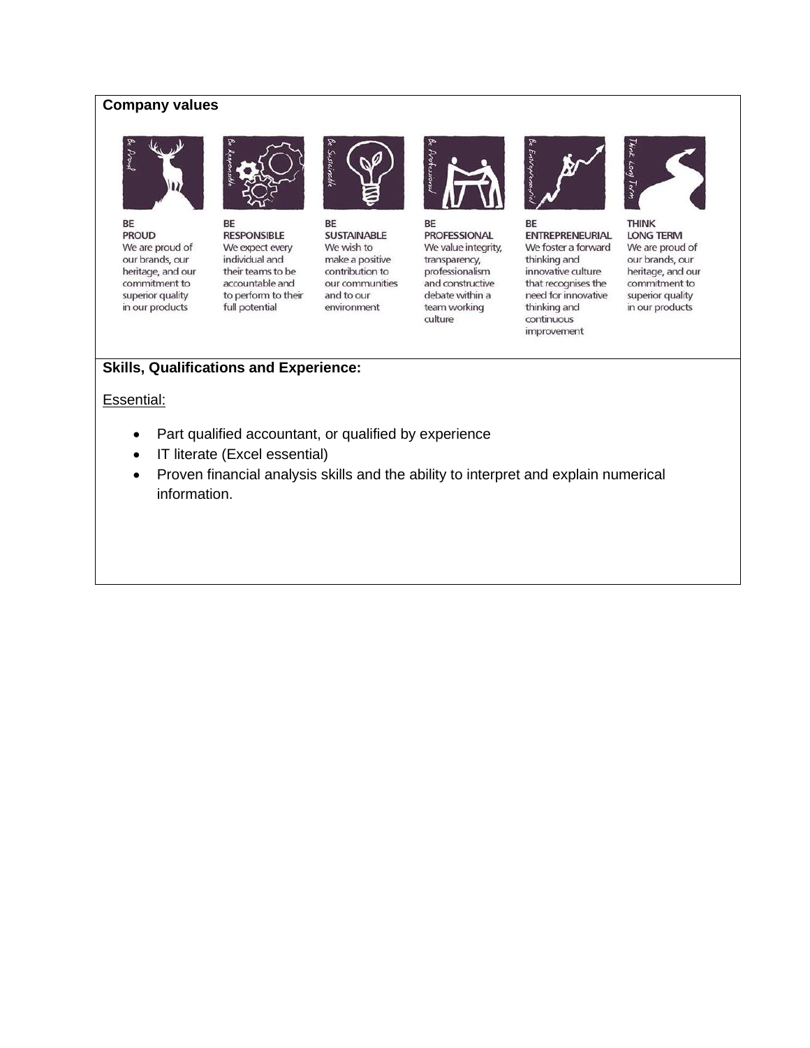**Company values**

BE PROUD
We are proud of our brands, our heritage, and our commitment to superior quality in our products

BE RESPONSIBLE
We expect every individual and their teams to be accountable and to perform to their full potential

BE SUSTAINABLE
We wish to make a positive contribution to our communities and to our environment

BE PROFESSIONAL
We value integrity, transparency, professionalism and constructive debate within a team working culture

BE ENTREPRENEURIAL
We foster a forward thinking and innovative culture that recognises the need for innovative thinking and continuous improvement

THINK LONG TERM
We are proud of our brands, our heritage, and our commitment to superior quality in our products

**Skills, Qualifications and Experience:**

Essential:

- Part qualified accountant, or qualified by experience
- IT literate (Excel essential)
- Proven financial analysis skills and the ability to interpret and explain numerical information.